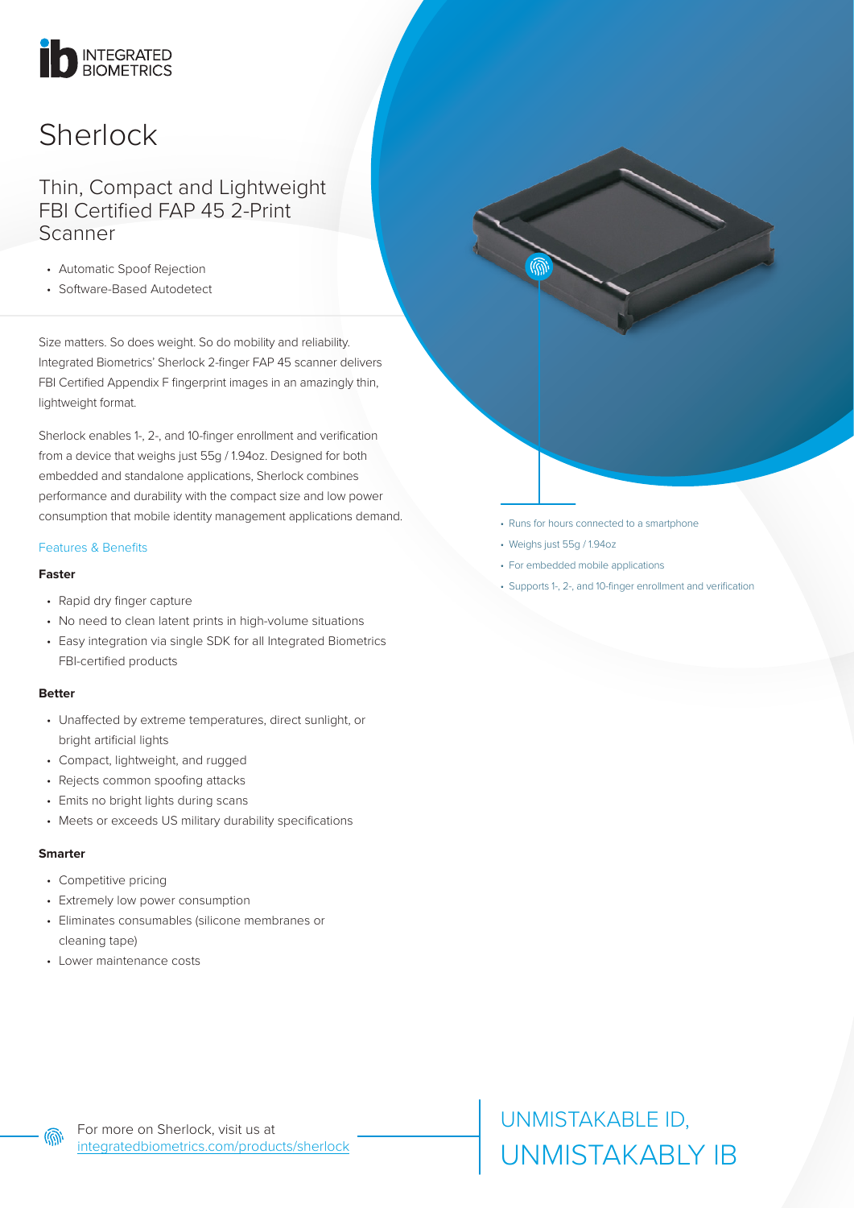INTEGRATED BIOMETRICS

# Sherlock

## Thin, Compact and Lightweight FBI Certified FAP 45 2-Print Scanner

- Automatic Spoof Rejection
- Software-Based Autodetect

Size matters. So does weight. So do mobility and reliability. Integrated Biometrics' Sherlock 2-finger FAP 45 scanner delivers FBI Certified Appendix F fingerprint images in an amazingly thin, lightweight format.

Sherlock enables 1-, 2-, and 10-finger enrollment and verification from a device that weighs just 55g / 1.94oz. Designed for both embedded and standalone applications, Sherlock combines performance and durability with the compact size and low power consumption that mobile identity management applications demand.

- Runs for hours connected to a smartphone
- Weighs just 55g / 1.94oz
- For embedded mobile applications
- Supports 1-, 2-, and 10-finger enrollment and verification

### Features & Benefits

**Faster**

- Rapid dry finger capture
- No need to clean latent prints in high-volume situations
- Easy integration via single SDK for all Integrated Biometrics FBI-certified products

**Better**

- Unaffected by extreme temperatures, direct sunlight, or bright artificial lights
- Compact, lightweight, and rugged
- Rejects common spoofing attacks
- Emits no bright lights during scans
- Meets or exceeds US military durability specifications

**Smarter**

- Competitive pricing
- Extremely low power consumption
- Eliminates consumables (silicone membranes or cleaning tape)
- Lower maintenance costs

For more on Sherlock, visit us at integratedbiometrics.com/products/sherlock

UNMISTAKABLE ID,
UNMISTAKABLY IB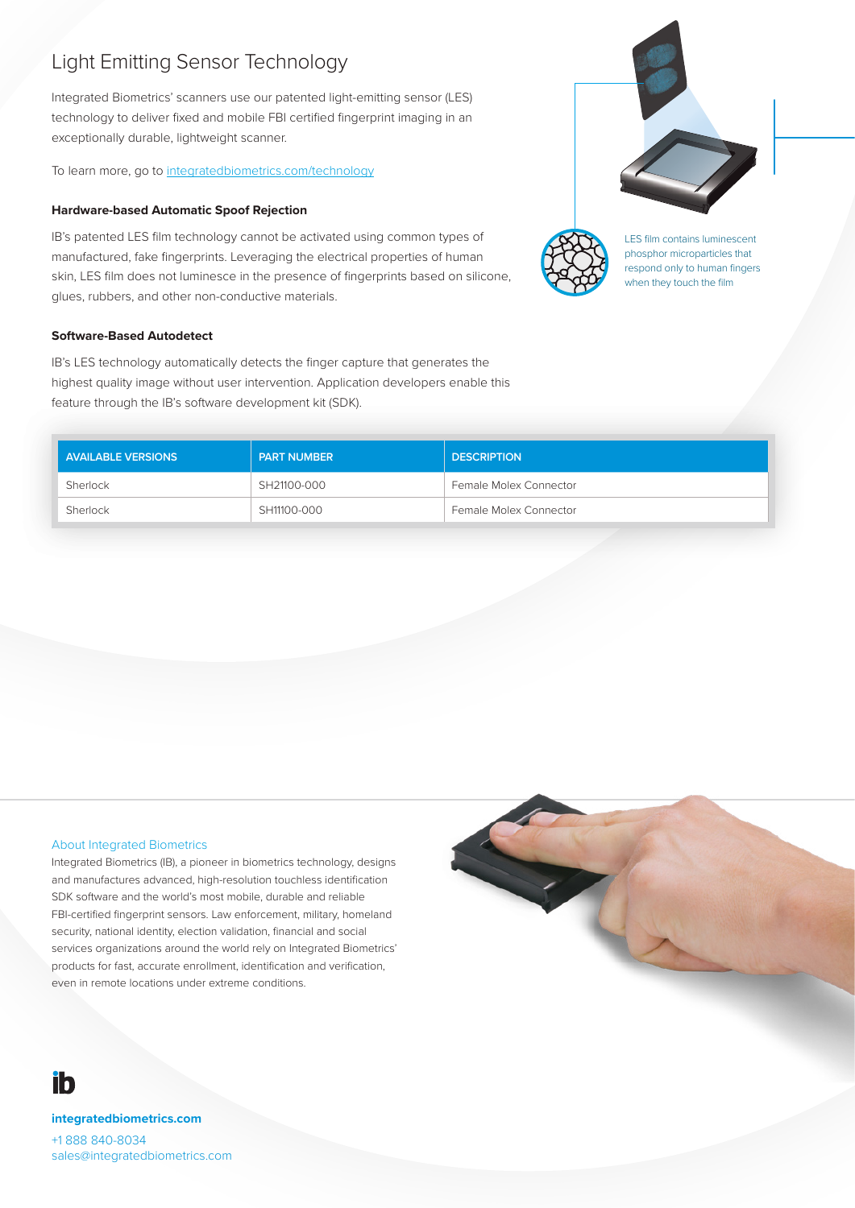# Light Emitting Sensor Technology

Integrated Biometrics' scanners use our patented light-emitting sensor (LES) technology to deliver fixed and mobile FBI certified fingerprint imaging in an exceptionally durable, lightweight scanner.

To learn more, go to [integratedbiometrics.com/technology](integratedbiometrics.com/technology)

### Hardware-based Automatic Spoof Rejection

IB's patented LES film technology cannot be activated using common types of manufactured, fake fingerprints. Leveraging the electrical properties of human skin, LES film does not luminesce in the presence of fingerprints based on silicone, glues, rubbers, and other non-conductive materials.

### Software-Based Autodetect

IB's LES technology automatically detects the finger capture that generates the highest quality image without user intervention. Application developers enable this feature through the IB's software development kit (SDK).

LES film contains luminescent phosphor microparticles that respond only to human fingers when they touch the film

| AVAILABLE VERSIONS | PART NUMBER | DESCRIPTION |
|---|---|---|
| Sherlock | SH21100-000 | Female Molex Connector |
| Sherlock | SH11100-000 | Female Molex Connector |

### About Integrated Biometrics

Integrated Biometrics (IB), a pioneer in biometrics technology, designs and manufactures advanced, high-resolution touchless identification SDK software and the world's most mobile, durable and reliable FBI-certified fingerprint sensors. Law enforcement, military, homeland security, national identity, election validation, financial and social services organizations around the world rely on Integrated Biometrics' products for fast, accurate enrollment, identification and verification, even in remote locations under extreme conditions.

ib

**integratedbiometrics.com**

+1 888 840-8034
sales@integratedbiometrics.com